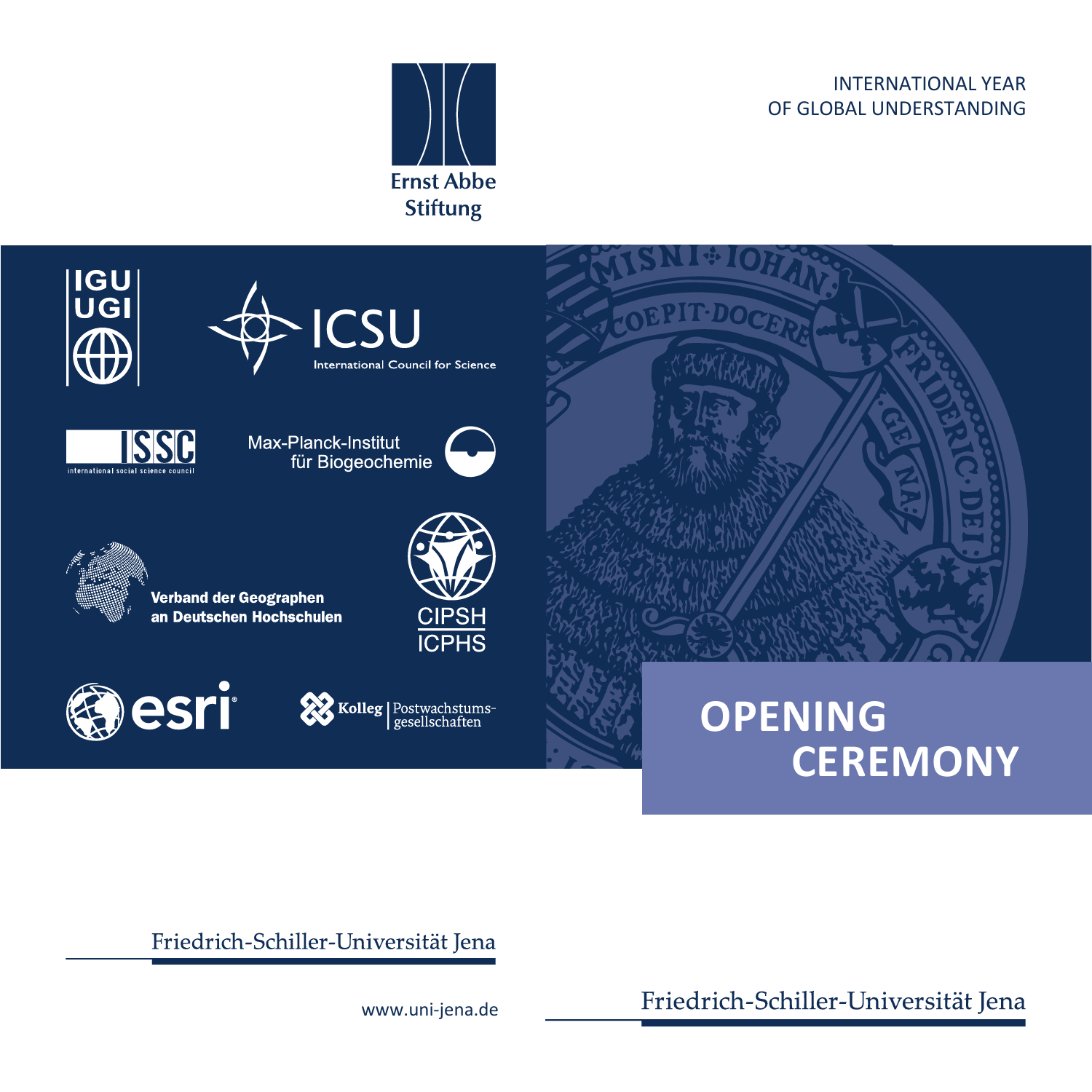Ernst Abbe Stiftung

INTERNATIONAL YEAR
OF GLOBAL UNDERSTANDING

IGU UGI

ICSU
International Council for Science

ISSC
international social science council

Max-Planck-Institut
für Biogeochemie

Verband der Geographen
an Deutschen Hochschulen

CIPSH
ICPHS

esri

Kolleg | Postwachstums-
gesellschaften

# OPENING CEREMONY

Friedrich-Schiller-Universität Jena

www.uni-jena.de

Friedrich-Schiller-Universität Jena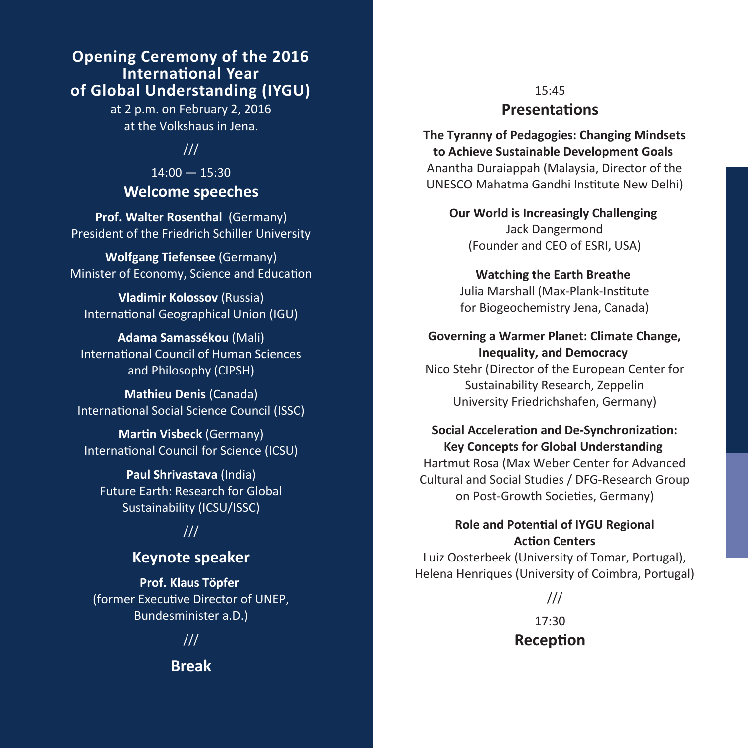# Opening Ceremony of the 2016 International Year of Global Understanding (IYGU)

at 2 p.m. on February 2, 2016
at the Volkshaus in Jena.

///

14:00 — 15:30

## Welcome speeches

**Prof. Walter Rosenthal** (Germany)
President of the Friedrich Schiller University

**Wolfgang Tiefensee** (Germany)
Minister of Economy, Science and Education

**Vladimir Kolossov** (Russia)
International Geographical Union (IGU)

**Adama Samassékou** (Mali)
International Council of Human Sciences and Philosophy (CIPSH)

**Mathieu Denis** (Canada)
International Social Science Council (ISSC)

**Martin Visbeck** (Germany)
International Council for Science (ICSU)

**Paul Shrivastava** (India)
Future Earth: Research for Global Sustainability (ICSU/ISSC)

///

## Keynote speaker

**Prof. Klaus Töpfer**
(former Executive Director of UNEP, Bundesminister a.D.)

///

## Break

15:45

## Presentations

**The Tyranny of Pedagogies: Changing Mindsets to Achieve Sustainable Development Goals**
Anantha Duraiappah (Malaysia, Director of the UNESCO Mahatma Gandhi Institute New Delhi)

**Our World is Increasingly Challenging**
Jack Dangermond
(Founder and CEO of ESRI, USA)

**Watching the Earth Breathe**
Julia Marshall (Max-Plank-Institute for Biogeochemistry Jena, Canada)

**Governing a Warmer Planet: Climate Change, Inequality, and Democracy**
Nico Stehr (Director of the European Center for Sustainability Research, Zeppelin University Friedrichshafen, Germany)

**Social Acceleration and De-Synchronization: Key Concepts for Global Understanding**
Hartmut Rosa (Max Weber Center for Advanced Cultural and Social Studies / DFG-Research Group on Post-Growth Societies, Germany)

**Role and Potential of IYGU Regional Action Centers**
Luiz Oosterbeek (University of Tomar, Portugal), Helena Henriques (University of Coimbra, Portugal)

///

17:30

## Reception